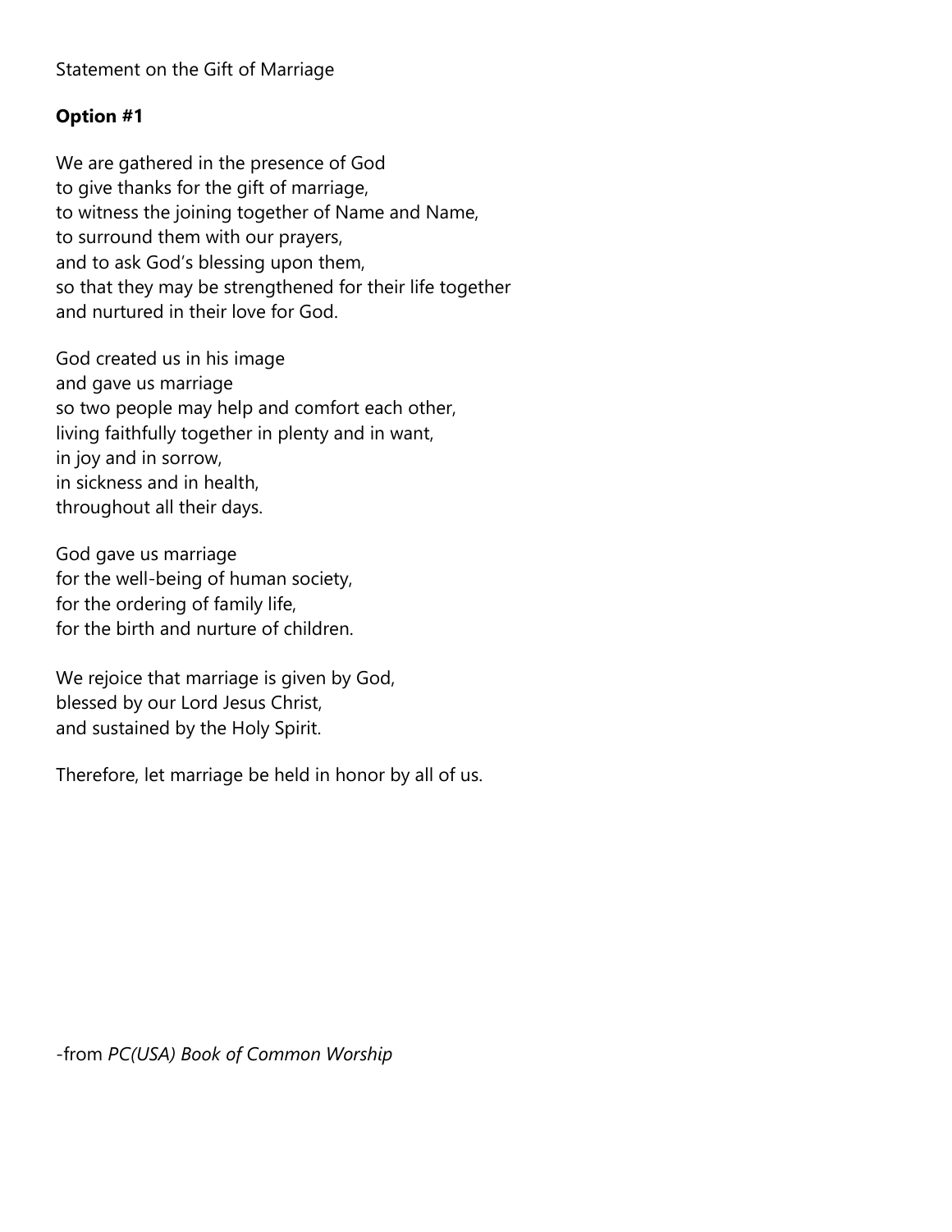Statement on the Gift of Marriage

**Option #1**

We are gathered in the presence of God  
to give thanks for the gift of marriage,  
to witness the joining together of Name and Name,  
to surround them with our prayers,  
and to ask God's blessing upon them,  
so that they may be strengthened for their life together  
and nurtured in their love for God.

God created us in his image  
and gave us marriage  
so two people may help and comfort each other,  
living faithfully together in plenty and in want,  
in joy and in sorrow,  
in sickness and in health,  
throughout all their days.

God gave us marriage  
for the well-being of human society,  
for the ordering of family life,  
for the birth and nurture of children.

We rejoice that marriage is given by God,  
blessed by our Lord Jesus Christ,  
and sustained by the Holy Spirit.

Therefore, let marriage be held in honor by all of us.

-from *PC(USA) Book of Common Worship*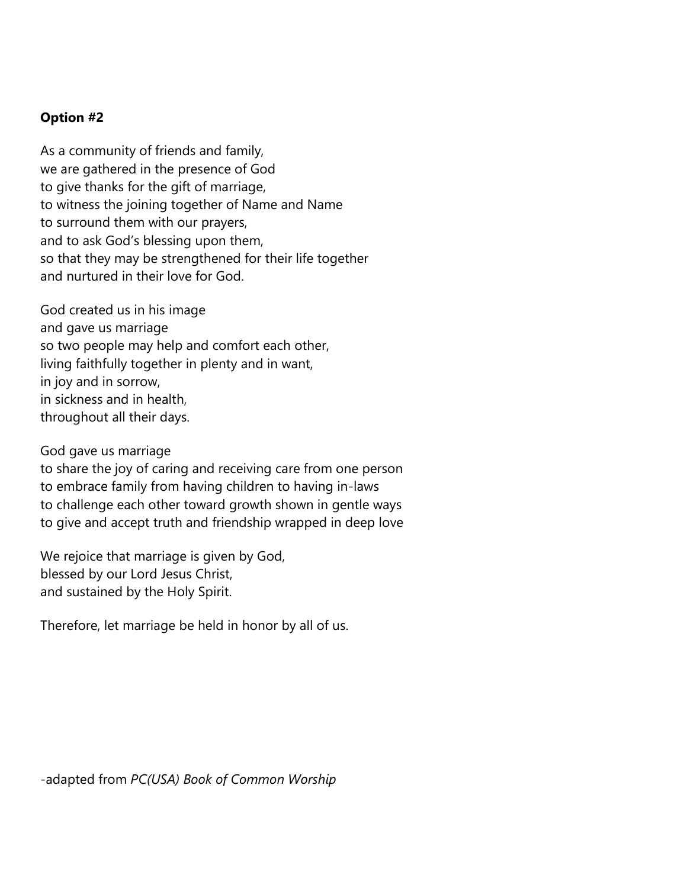**Option #2**

As a community of friends and family,  
we are gathered in the presence of God  
to give thanks for the gift of marriage,  
to witness the joining together of Name and Name  
to surround them with our prayers,  
and to ask God's blessing upon them,  
so that they may be strengthened for their life together  
and nurtured in their love for God.

God created us in his image  
and gave us marriage  
so two people may help and comfort each other,  
living faithfully together in plenty and in want,  
in joy and in sorrow,  
in sickness and in health,  
throughout all their days.

God gave us marriage  
to share the joy of caring and receiving care from one person  
to embrace family from having children to having in-laws  
to challenge each other toward growth shown in gentle ways  
to give and accept truth and friendship wrapped in deep love

We rejoice that marriage is given by God,  
blessed by our Lord Jesus Christ,  
and sustained by the Holy Spirit.

Therefore, let marriage be held in honor by all of us.

-adapted from *PC(USA) Book of Common Worship*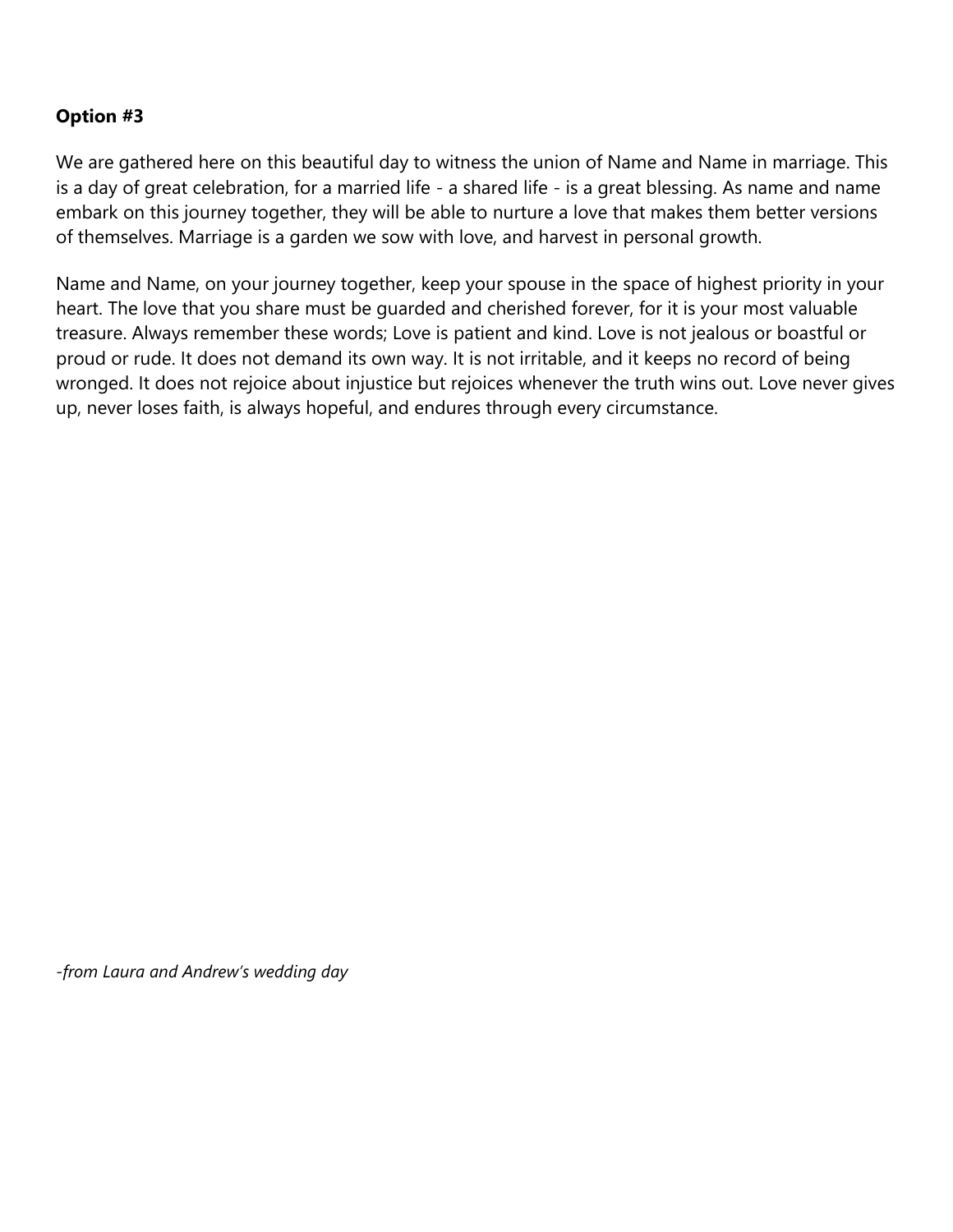**Option #3**

We are gathered here on this beautiful day to witness the union of Name and Name in marriage. This is a day of great celebration, for a married life - a shared life - is a great blessing. As name and name embark on this journey together, they will be able to nurture a love that makes them better versions of themselves. Marriage is a garden we sow with love, and harvest in personal growth.

Name and Name, on your journey together, keep your spouse in the space of highest priority in your heart. The love that you share must be guarded and cherished forever, for it is your most valuable treasure. Always remember these words; Love is patient and kind. Love is not jealous or boastful or proud or rude. It does not demand its own way. It is not irritable, and it keeps no record of being wronged. It does not rejoice about injustice but rejoices whenever the truth wins out. Love never gives up, never loses faith, is always hopeful, and endures through every circumstance.

*-from Laura and Andrew's wedding day*